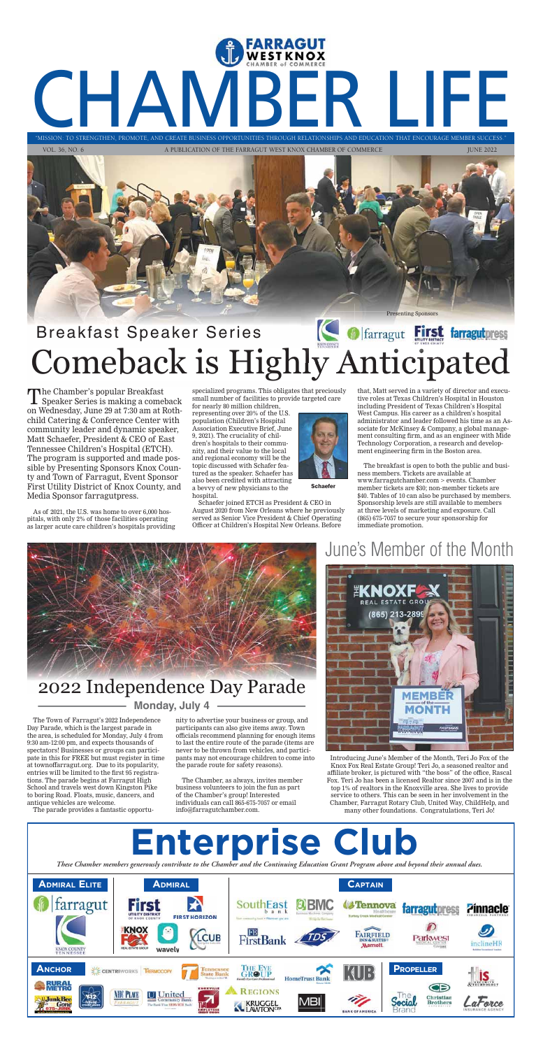# CHAMBER LIFE

FARRAGUT WEST KNOX CHAMBER of COMMERCE

"MISSION: TO STRENGTHEN, PROMOTE, AND CREATE BUSINESS OPPORTUNITIES THROUGH RELATIONSHIPS AND EDUCATION THAT ENCOURAGE MEMBER SUCCESS."

VOL. 36, NO. 6 — A PUBLICATION OF THE FARRAGUT WEST KNOX CHAMBER OF COMMERCE — JUNE 2022

Presenting Sponsors

## Breakfast Speaker Series

# Comeback is Highly Anticipated

The Chamber's popular Breakfast Speaker Series is making a comeback on Wednesday, June 29 at 7:30 am at Rothchild Catering & Conference Center with community leader and dynamic speaker, Matt Schaefer, President & CEO of East Tennessee Children's Hospital (ETCH). The program is supported and made possible by Presenting Sponsors Knox County and Town of Farragut, Event Sponsor First Utility District of Knox County, and Media Sponsor farragutpress.

As of 2021, the U.S. was home to over 6,000 hospitals, with only 2% of those facilities operating as larger acute care children's hospitals providing specialized programs. This obligates that preciously small number of facilities to provide targeted care for nearly 80 million children, representing over 20% of the U.S. population (Children's Hospital Association Executive Brief, June 9, 2021). The cruciality of children's hospitals to their community, and their value to the local and regional economy will be the topic discussed with Schafer featured as the speaker. Schaefer has also been credited with attracting a bevvy of new physicians to the hospital.

Schaefer

Schaefer joined ETCH as President & CEO in August 2020 from New Orleans where he previously served as Senior Vice President & Chief Operating Officer at Children's Hospital New Orleans. Before that, Matt served in a variety of director and executive roles at Texas Children's Hospital in Houston including President of Texas Children's Hospital West Campus. His career as a children's hospital administrator and leader followed his time as an Associate for McKinsey & Company, a global management consulting firm, and as an engineer with Mide Technology Corporation, a research and development engineering firm in the Boston area.

The breakfast is open to both the public and business members. Tickets are available at www.farragutchamber.com > events. Chamber member tickets are $30; non-member tickets are $40. Tables of 10 can also be purchased by members. Sponsorship levels are still available to members at three levels of marketing and exposure. Call (865) 675-7057 to secure your sponsorship for immediate promotion.

## 2022 Independence Day Parade

### Monday, July 4

The Town of Farragut's 2022 Independence Day Parade, which is the largest parade in the area, is scheduled for Monday, July 4 from 9:30 am-12:00 pm, and expects thousands of spectators! Businesses or groups can participate in this for FREE but must register in time at townoffarragut.org. Due to its popularity, entries will be limited to the first 95 registrations. The parade begins at Farragut High School and travels west down Kingston Pike to boring Road. Floats, music, dancers, and antique vehicles are welcome.

The parade provides a fantastic opportunity to advertise your business or group, and participants can also give items away. Town officials recommend planning for enough items to last the entire route of the parade (items are never to be thrown from vehicles, and participants may not encourage children to come into the parade route for safety reasons).

The Chamber, as always, invites member business volunteers to join the fun as part of the Chamber's group! Interested individuals can call 865-675-7057 or email info@farragutchamber.com.

## June's Member of the Month

Introducing June's Member of the Month, Teri Jo Fox of the Knox Fox Real Estate Group! Teri Jo, a seasoned realtor and affiliate broker, is pictured with "the boss" of the office, Rascal Fox. Teri Jo has been a licensed Realtor since 2007 and is in the top 1% of realtors in the Knoxville area. She lives to provide service to others. This can be seen in her involvement in the Chamber, Farragut Rotary Club, United Way, ChildHelp, and many other foundations. Congratulations, Teri Jo!

# Enterprise Club

*These Chamber members generously contribute to the Chamber and the Continuing Education Grant Program above and beyond their annual dues.*

**ADMIRAL ELITE:** Town of Farragut, Knox County Tennessee

**ADMIRAL:** First Utility District of Knox County, First Horizon, Knox Fox Real Estate Group, Wavely, LCUB

**CAPTAIN:** SouthEast Bank, BMC, Tennova Healthcare Turkey Creek Medical Center, farragutpress, Pinnacle Financial Partners, FirstBank, TDS, Fairfield Inn & Suites Marriott, Parkwest Medical Center, inclineHR

**ANCHOR:** Centriworks, Thermocopy, Tennessee State Bank, The Eye Group, HomeTrust Bank, KUB, Rural Metro, Junk Bee Gone, 412, NHC Place Farragut, United Community Bank, Knoxville TVA Employees Credit Union, Regions, Kruggel Lawton CPA, MBI, Bank of America

**PROPELLER:** HIS Security & Technology, The Social Brand, Christian Brothers Automotive, LaForce Insurance Agency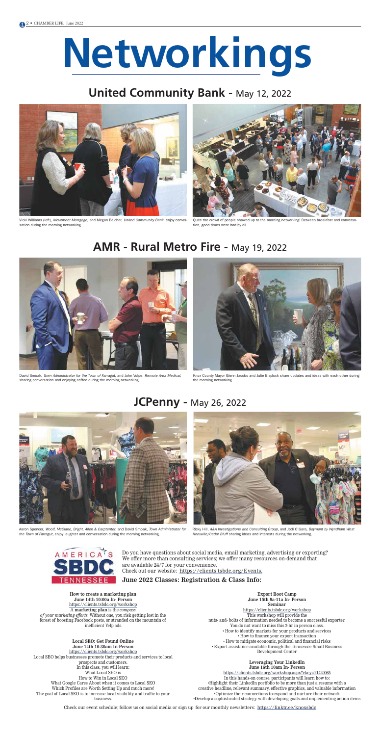# Networkings

## United Community Bank - May 12, 2022

Vicki Williams (left), *Movement Mortgage*, and Megan Belcher, *United Community Bank*, enjoy conversation during the morning networking.

Quite the crowd of people showed up to the morning networking! Between breakfast and conversation, good times were had by all.

## AMR - Rural Metro Fire - May 19, 2022

David Smoak, *Town Administrator for the Town of Farragut*, and John Volpe, *Remote Area Medical*, sharing conversation and enjoying coffee during the morning networking.

Knox County Mayor Glenn Jacobs and Julie Blaylock share updates and ideas with each other during the morning networking.

## JCPenny - May 26, 2022

Aaron Spencer, *Woolf, McClane, Bright, Allen & Carptenter*, and David Smoak, *Town Administrator for the Town of Farragut*, enjoy laughter and conversation during the morning networking.

Ricky Hill, *A&A Investigations and Consulting Group*, and Jodi O'Gara, *Baymont by Wyndham West Knoxville/Cedar Bluff* sharing ideas and interests during the networking.

AMERICA'S SBDC TENNESSEE

Do you have questions about social media, email marketing, advertising or exporting? We offer more than consulting services; we offer many resources on-demand that are available 24/7 for your convenience.
Check out our website: https://clients.tsbdc.org/Events.

**June 2022 Classes: Registration & Class Info:**

**How to create a marketing plan**
**June 14th 10:00a In- Person**
https://clients.tsbdc.org/workshop
A **marketing plan** is the *compass of your marketing efforts*. Without one, you risk getting lost in the forest of boosting Facebook posts, or stranded on the mountain of inefficient Yelp ads.

**Local SEO: Get Found Online**
**June 14th 10:30am In-Person**
https://clients.tsbdc.org/workshop
Local SEO helps businesses promote their products and services to local prospects and customers.
In this class, you will learn:
What Local SEO is
How to Win in Local SEO
What Google Cares About when it comes to Local SEO
Which Profiles are Worth Setting Up and much more!
The goal of Local SEO is to increase local visibility and traffic to your business.

**Export Boot Camp**
**June 15th 9a-11a In- Person**
**Seminar**
https://clients.tsbdc.org/workshop
This workshop will provide the nuts- and- bolts of information needed to become a successful exporter.
You do not want to miss this 2-hr in person class.
• How to identify markets for your products and services
• How to finance your export transaction
• How to mitigate economic, political and financial risks
• Export assistance available through the Tennessee Small Business Development Center

**Leveraging Your LinkedIn**
**June 16th 10am In- Person**
https://clients.tsbdc.org/workshop.aspx?ekey=21420065
In this hands-on course, participants will learn how to:
•Highlight their LinkedIn portfolio to be more than just a resume with a creative headline, relevant summary, effective graphics, and valuable information
•Optimize their connections to expand and nurture their network
•Develop a sophisticated strategy with developing goals and implementing action items

Check our event schedule; follow us on social media or sign up for our monthly newsletters: https://linktr.ee/knoxsbdc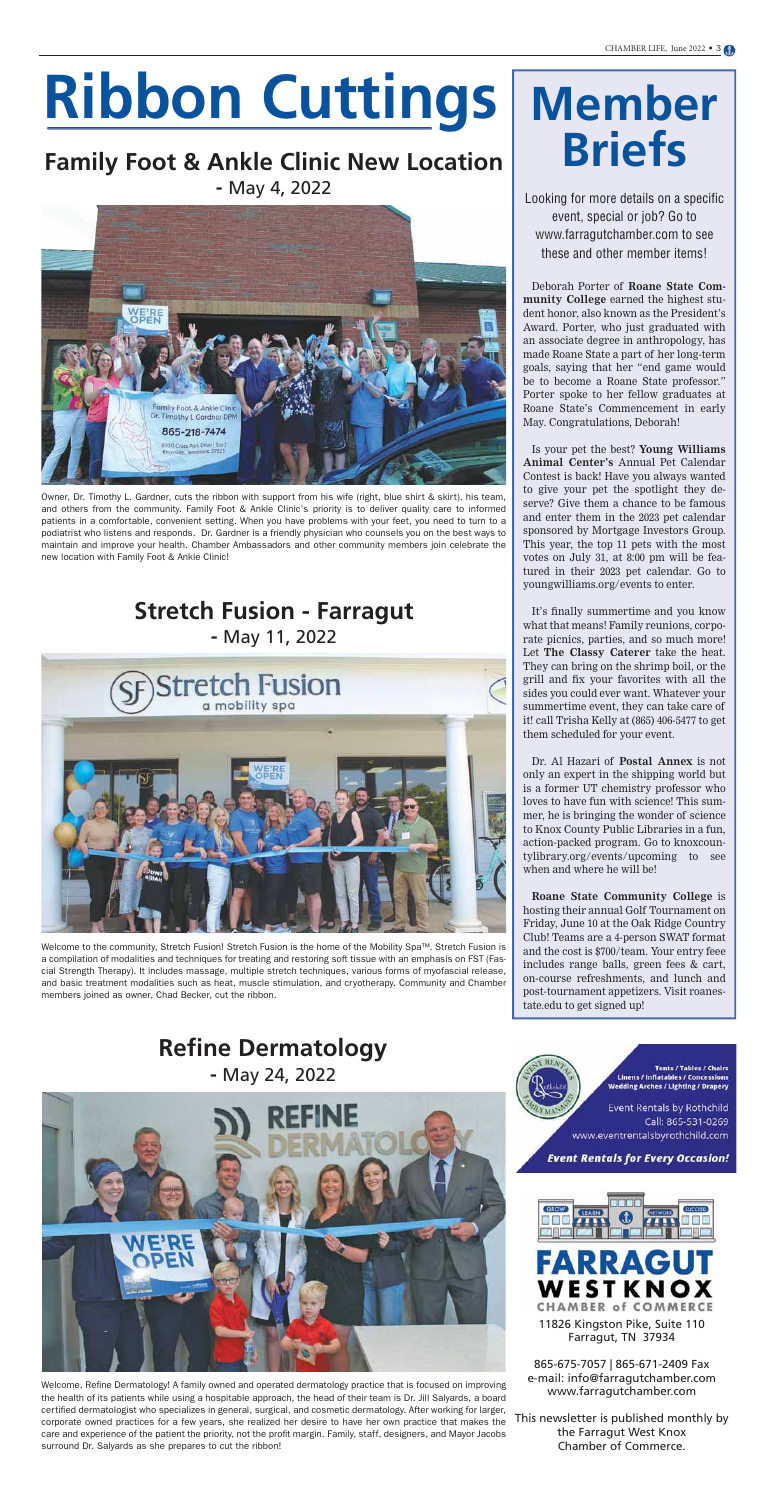# Ribbon Cuttings

## Family Foot & Ankle Clinic New Location

**-** May 4, 2022

Owner, Dr. Timothy L. Gardner, cuts the ribbon with support from his wife (right, blue shirt & skirt), his team, and others from the community. Family Foot & Ankle Clinic's priority is to deliver quality care to informed patients in a comfortable, convenient setting. When you have problems with your feet, you need to turn to a podiatrist who listens and responds. Dr. Gardner is a friendly physician who counsels you on the best ways to maintain and improve your health. Chamber Ambassadors and other community members join celebrate the new location with Family Foot & Ankle Clinic!

## Stretch Fusion - Farragut

**-** May 11, 2022

Welcome to the community, Stretch Fusion! Stretch Fusion is the home of the Mobility Spa™. Stretch Fusion is a compilation of modalities and techniques for treating and restoring soft tissue with an emphasis on FST (Fascial Strength Therapy). It includes massage, multiple stretch techniques, various forms of myofascial release, and basic treatment modalities such as heat, muscle stimulation, and cryotherapy. Community and Chamber members joined as owner, Chad Becker, cut the ribbon.

## Refine Dermatology

**-** May 24, 2022

Welcome, Refine Dermatology! A family owned and operated dermatology practice that is focused on improving the health of its patients while using a hospitable approach, the head of their team is Dr. Jill Salyards, a board certified dermatologist who specializes in general, surgical, and cosmetic dermatology. After working for larger, corporate owned practices for a few years, she realized her desire to have her own practice that makes the care and experience of the patient the priority, not the profit margin. Family, staff, designers, and Mayor Jacobs surround Dr. Salyards as she prepares to cut the ribbon!

# Member Briefs

Looking for more details on a specific event, special or job? Go to www.farragutchamber.com to see these and other member items!

Deborah Porter of **Roane State Community College** earned the highest student honor, also known as the President's Award. Porter, who just graduated with an associate degree in anthropology, has made Roane State a part of her long-term goals, saying that her "end game would be to become a Roane State professor." Porter spoke to her fellow graduates at Roane State's Commencement in early May. Congratulations, Deborah!

Is your pet the best? **Young Williams Animal Center's** Annual Pet Calendar Contest is back! Have you always wanted to give your pet the spotlight they deserve? Give them a chance to be famous and enter them in the 2023 pet calendar sponsored by Mortgage Investors Group. This year, the top 11 pets with the most votes on July 31, at 8:00 pm will be featured in their 2023 pet calendar. Go to youngwilliams.org/events to enter.

It's finally summertime and you know what that means! Family reunions, corporate picnics, parties, and so much more! Let **The Classy Caterer** take the heat. They can bring on the shrimp boil, or the grill and fix your favorites with all the sides you could ever want. Whatever your summertime event, they can take care of it! call Trisha Kelly at (865) 406-5477 to get them scheduled for your event.

Dr. Al Hazari of **Postal Annex** is not only an expert in the shipping world but is a former UT chemistry professor who loves to have fun with science! This summer, he is bringing the wonder of science to Knox County Public Libraries in a fun, action-packed program. Go to knoxcountylibrary.org/events/upcoming to see when and where he will be!

**Roane State Community College** is hosting their annual Golf Tournament on Friday, June 10 at the Oak Ridge Country Club! Teams are a 4-person SWAT format and the cost is $700/team. Your entry fee includes range balls, green fees & cart, on-course refreshments, and lunch and post-tournament appetizers. Visit roanestate.edu to get signed up!

Tents / Tables / Chairs
Linens / Inflatables / Concessions
Wedding Arches / Lighting / Drapery

Event Rentals by Rothchild
Call: 865-531-0269
www.eventrentalsbyrothchild.com

**Event Rentals for Every Occasion!**

**FARRAGUT WEST KNOX CHAMBER of COMMERCE**

11826 Kingston Pike, Suite 110
Farragut, TN 37934

865-675-7057 | 865-671-2409 Fax
e-mail: info@farragutchamber.com
www.farragutchamber.com

This newsletter is published monthly by the Farragut West Knox Chamber of Commerce.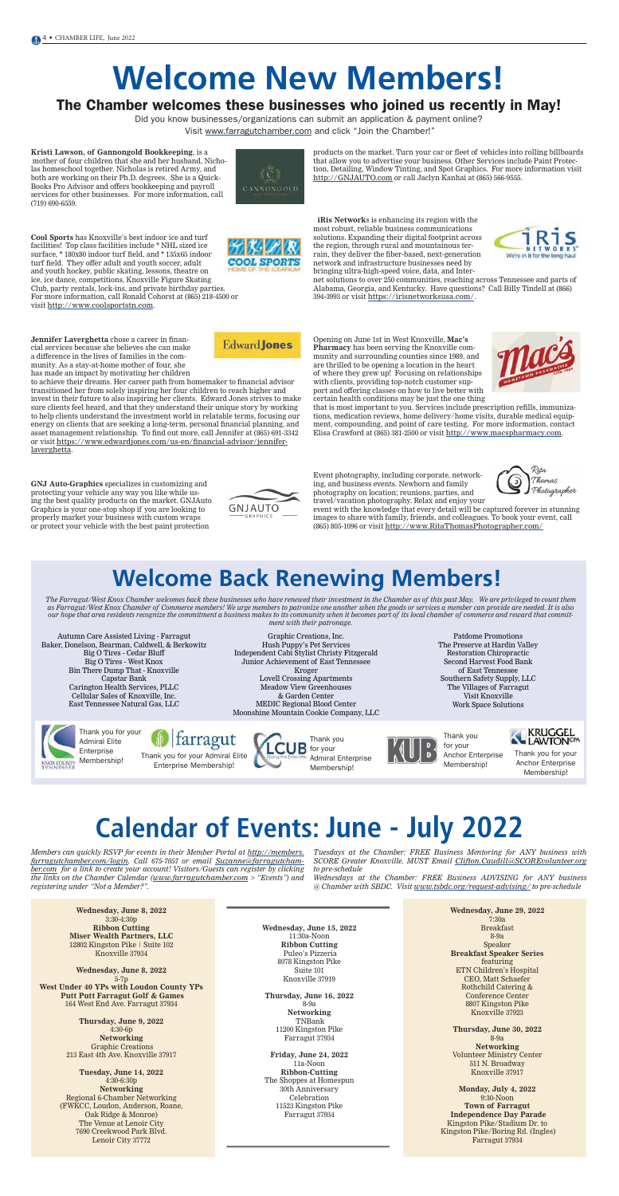# Welcome New Members!

## The Chamber welcomes these businesses who joined us recently in May!

Did you know businesses/organizations can submit an application & payment online? Visit www.farragutchamber.com and click "Join the Chamber!"

**Kristi Lawson, of Gannongold Bookkeeping**, is a mother of four children that she and her husband, Nicholas homeschool together. Nicholas is retired Army, and both are working on their Ph.D. degrees. She is a Quick-Books Pro Advisor and offers bookkeeping and payroll services for other businesses. For more information, call (719) 690-6559.

**Cool Sports** has Knoxville's best indoor ice and turf facilities! Top class facilities include * NHL sized ice surface, * 180x80 indoor turf field, and * 135x65 indoor turf field. They offer adult and youth soccer, adult and youth hockey, public skating, lessons, theatre on ice, ice dance, competitions, Knoxville Figure Skating Club, party rentals, lock-ins, and private birthday parties. For more information, call Ronald Cohorst at (865) 218-4500 or visit http://www.coolsportstn.com.

**Jennifer Laverghetta** chose a career in financial services because she believes she can make a difference in the lives of families in the community. As a stay-at-home mother of four, she has made an impact by motivating her children to achieve their dreams. Her career path from homemaker to financial advisor transitioned her from solely inspiring her four children to reach higher and invest in their future to also inspiring her clients. Edward Jones strives to make sure clients feel heard, and that they understand their unique story by working to help clients understand the investment world in relatable terms, focusing our energy on clients that are seeking a long-term, personal financial planning, and asset management relationship. To find out more, call Jennifer at (865) 691-3342 or visit https://www.edwardjones.com/us-en/financial-advisor/jennifer-laverghetta.

**GNJ Auto-Graphics** specializes in customizing and protecting your vehicle any way you like while using the best quality products on the market. GNJAuto Graphics is your one-stop shop if you are looking to properly market your business with custom wraps or protect your vehicle with the best paint protection products on the market. Turn your car or fleet of vehicles into rolling billboards that allow you to advertise your business. Other Services include Paint Protection, Detailing, Window Tinting, and Spot Graphics. For more information visit http://GNJAUTO.com or call Jaclyn Kanhai at (865) 566-9555.

**iRis Network**s is enhancing its region with the most robust, reliable business communications solutions. Expanding their digital footprint across the region, through rural and mountainous terrain, they deliver the fiber-based, next-generation network and infrastructure businesses need by bringing ultra-high-speed voice, data, and Internet solutions to over 250 communities, reaching across Tennessee and parts of Alabama, Georgia, and Kentucky. Have questions? Call Billy Tindell at (866) 394-3993 or visit https://irisnetworksusa.com/.

Opening on June 1st in West Knoxville, **Mac's Pharmacy** has been serving the Knoxville community and surrounding counties since 1989, and are thrilled to be opening a location in the heart of where they grew up! Focusing on relationships with clients, providing top-notch customer support and offering classes on how to live better with certain health conditions may be just the one thing that is most important to you. Services include prescription refills, immunizations, medication reviews, home delivery/home visits, durable medical equipment, compounding, and point of care testing. For more information, contact Elisa Crawford at (865) 381-2500 or visit http://www.macspharmacy.com.

Event photography, including corporate, networking, and business events. Newborn and family photography on location; reunions, parties, and travel/vacation photography. Relax and enjoy your event with the knowledge that every detail will be captured forever in stunning images to share with family, friends, and colleagues. To book your event, call (865) 805-1096 or visit http://www.RitaThomasPhotographer.com/

# Welcome Back Renewing Members!

*The Farragut/West Knox Chamber welcomes back these businesses who have renewed their investment in the Chamber as of this past May. We are privileged to count them as Farragut/West Knox Chamber of Commerce members! We urge members to patronize one another when the goods or services a member can provide are needed. It is also our hope that area residents recognize the commitment a business makes to its community when it becomes part of its local chamber of commerce and reward that commitment with their patronage.*

Autumn Care Assisted Living - Farragut
Baker, Donelson, Bearman, Caldwell, & Berkowitz
Big O Tires - Cedar Bluff
Big O Tires - West Knox
Bin There Dump That - Knoxville
Capstar Bank
Carington Health Services, PLLC
Cellular Sales of Knoxville, Inc.
East Tennessee Natural Gas, LLC

Graphic Creations, Inc.
Hush Puppy's Pet Services
Independent Cabi Stylist Christy Fitzgerald
Junior Achievement of East Tennessee
Kroger
Lovell Crossing Apartments
Meadow View Greenhouses & Garden Center
MEDIC Regional Blood Center
Moonshine Mountain Cookie Company, LLC

Patdome Promotions
The Preserve at Hardin Valley
Restoration Chiropractic
Second Harvest Food Bank of East Tennessee
Southern Safety Supply, LLC
The Villages of Farragut
Visit Knoxville
Work Space Solutions

Knox County Tennessee — Thank you for your Admiral Elite Enterprise Membership!

farragut — Thank you for your Admiral Elite Enterprise Membership!

LCUB — Thank you for your Admiral Enterprise Membership!

KUB — Thank you for your Anchor Enterprise Membership!

Kruggel Lawton CPA — Thank you for your Anchor Enterprise Membership!

# Calendar of Events: June - July 2022

*Members can quickly RSVP for events in their Member Portal at http://members.farragutchamber.com/login. Call 675-7057 or email Suzanne@farragutchamber.com for a link to create your account! Visitors/Guests can register by clicking the links on the Chamber Calendar (www.farragutchamber.com > "Events") and registering under "Not a Member?".*

*Tuesdays at the Chamber: FREE Business Mentoring for ANY business with SCORE Greater Knoxville. MUST Email Clifton.Caudill@SCOREvolunteer.org to pre-schedule*

*Wednesdays at the Chamber: FREE Business ADVISING for ANY business @ Chamber with SBDC. Visit www.tsbdc.org/request-advising/ to pre-schedule*

**Wednesday, June 8, 2022**
3:30-4:30p
**Ribbon Cutting**
**Miser Wealth Partners, LLC**
12802 Kingston Pike | Suite 102
Knoxville 37934

**Wednesday, June 8, 2022**
5-7p
**West Under 40 YPs with Loudon County YPs**
**Putt Putt Farragut Golf & Games**
164 West End Ave. Farragut 37934

**Thursday, June 9, 2022**
4:30-6p
**Networking**
Graphic Creations
213 East 4th Ave. Knoxville 37917

**Tuesday, June 14, 2022**
4:30-6:30p
**Networking**
Regional 6-Chamber Networking
(FWKCC, Loudon, Anderson, Roane, Oak Ridge & Monroe)
The Venue at Lenoir City
7690 Creekwood Park Blvd.
Lenoir City 37772

**Wednesday, June 15, 2022**
11:30a-Noon
**Ribbon Cutting**
Puleo's Pizzeria
8078 Kingston Pike
Suite 101
Knoxville 37919

**Thursday, June 16, 2022**
8-9a
**Networking**
TNBank
11200 Kingston Pike
Farragut 37934

**Friday, June 24, 2022**
11a-Noon
**Ribbon-Cutting**
The Shoppes at Homespun
30th Anniversary Celebration
11523 Kingston Pike
Farragut 37934

**Wednesday, June 29, 2022**
7:30a
Breakfast
8-9a
Speaker
**Breakfast Speaker Series**
featuring
ETN Children's Hospital
CEO, Matt Schaefer
Rothchild Catering & Conference Center
8807 Kingston Pike
Knoxville 37923

**Thursday, June 30, 2022**
8-9a
**Networking**
Volunteer Ministry Center
511 N. Broadway
Knoxville 37917

**Monday, July 4, 2022**
9:30-Noon
**Town of Farragut Independence Day Parade**
Kingston Pike/Stadium Dr. to Kingston Pike/Boring Rd. (Ingles)
Farragut 37934